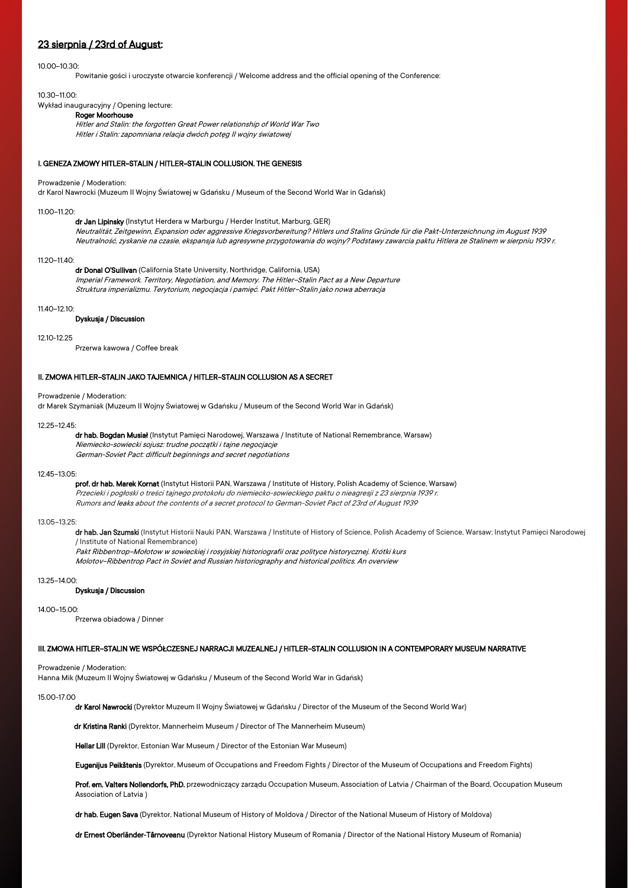## 23 sierpnia / 23rd of August:

10.00–10.30:

Powitanie gości i uroczyste otwarcie konferencji / Welcome address and the official opening of the Conference:

10.30–11.00:

Wykład inauguracyjny / Opening lecture:

**Roger Moorhouse**
*Hitler and Stalin: the forgotten Great Power relationship of World War Two*
*Hitler i Stalin: zapomniana relacja dwóch potęg II wojny światowej*

### I. GENEZA ZMOWY HITLER–STALIN / HITLER–STALIN COLLUSION. THE GENESIS

Prowadzenie / Moderation:
dr Karol Nawrocki (Muzeum II Wojny Światowej w Gdańsku / Museum of the Second World War in Gdańsk)

11.00–11.20:

**dr Jan Lipinsky** (Instytut Herdera w Marburgu / Herder Institut, Marburg, GER)
*Neutralität, Zeitgewinn, Expansion oder aggressive Kriegsvorbereitung? Hitlers und Stalins Gründe für die Pakt-Unterzeichnung im August 1939*
*Neutralność, zyskanie na czasie, ekspansja lub agresywne przygotowania do wojny? Podstawy zawarcia paktu Hitlera ze Stalinem w sierpniu 1939 r.*

11.20–11.40:

**dr Donal O'Sullivan** (California State University, Northridge, California, USA)
*Imperial Framework. Territory, Negotiation, and Memory. The Hitler–Stalin Pact as a New Departure*
*Struktura imperializmu. Terytorium, negocjacja i pamięć. Pakt Hitler–Stalin jako nowa aberracja*

11.40–12.10:

**Dyskusja / Discussion**

12.10-12.25

Przerwa kawowa / Coffee break

### II. ZMOWA HITLER–STALIN JAKO TAJEMNICA / HITLER–STALIN COLLUSION AS A SECRET

Prowadzenie / Moderation:
dr Marek Szymaniak (Muzeum II Wojny Światowej w Gdańsku / Museum of the Second World War in Gdańsk)

12.25–12.45:

**dr hab. Bogdan Musiał** (Instytut Pamięci Narodowej, Warszawa / Institute of National Remembrance, Warsaw)
*Niemiecko-sowiecki sojusz: trudne początki i tajne negocjacje*
*German-Soviet Pact: difficult beginnings and secret negotiations*

12.45–13.05:

**prof. dr hab. Marek Kornat** (Instytut Historii PAN, Warszawa / Institute of History, Polish Academy of Science, Warsaw)
*Przecieki i pogłoski o treści tajnego protokołu do niemiecko-sowieckiego paktu o nieagresji z 23 sierpnia 1939 r.*
*Rumors and leaks about the contents of a secret protocol to German-Soviet Pact of 23rd of August 1939*

13.05–13.25:

**dr hab. Jan Szumski** (Instytut Historii Nauki PAN, Warszawa / Institute of History of Science, Polish Academy of Science, Warsaw; Instytut Pamięci Narodowej / Institute of National Remembrance)
*Pakt Ribbentrop–Mołotow w sowieckiej i rosyjskiej historiografii oraz polityce historycznej. Krótki kurs*
*Molotov–Ribbentrop Pact in Soviet and Russian historiography and historical politics. An overview*

13.25–14.00:

**Dyskusja / Discussion**

14.00–15.00:

Przerwa obiadowa / Dinner

### III. ZMOWA HITLER–STALIN WE WSPÓŁCZESNEJ NARRACJI MUZEALNEJ / HITLER–STALIN COLLUSION IN A CONTEMPORARY MUSEUM NARRATIVE

Prowadzenie / Moderation:
Hanna Mik (Muzeum II Wojny Światowej w Gdańsku / Museum of the Second World War in Gdańsk)

15.00-17.00

**dr Karol Nawrocki** (Dyrektor Muzeum II Wojny Światowej w Gdańsku / Director of the Museum of the Second World War)

**dr Kristina Ranki** (Dyrektor, Mannerheim Museum / Director of The Mannerheim Museum)

**Hellar Lill** (Dyrektor, Estonian War Museum / Director of the Estonian War Museum)

**Eugenijus Peikštenis** (Dyrektor, Museum of Occupations and Freedom Fights / Director of the Museum of Occupations and Freedom Fights)

**Prof. em. Valters Nollendorfs, PhD.** przewodniczący zarządu Occupation Museum, Association of Latvia / Chairman of the Board, Occupation Museum Association of Latvia )

**dr hab. Eugen Sava** (Dyrektor, National Museum of History of Moldova / Director of the National Museum of History of Moldova)

**dr Ernest Oberländer-Târnoveanu** (Dyrektor National History Museum of Romania / Director of the National History Museum of Romania)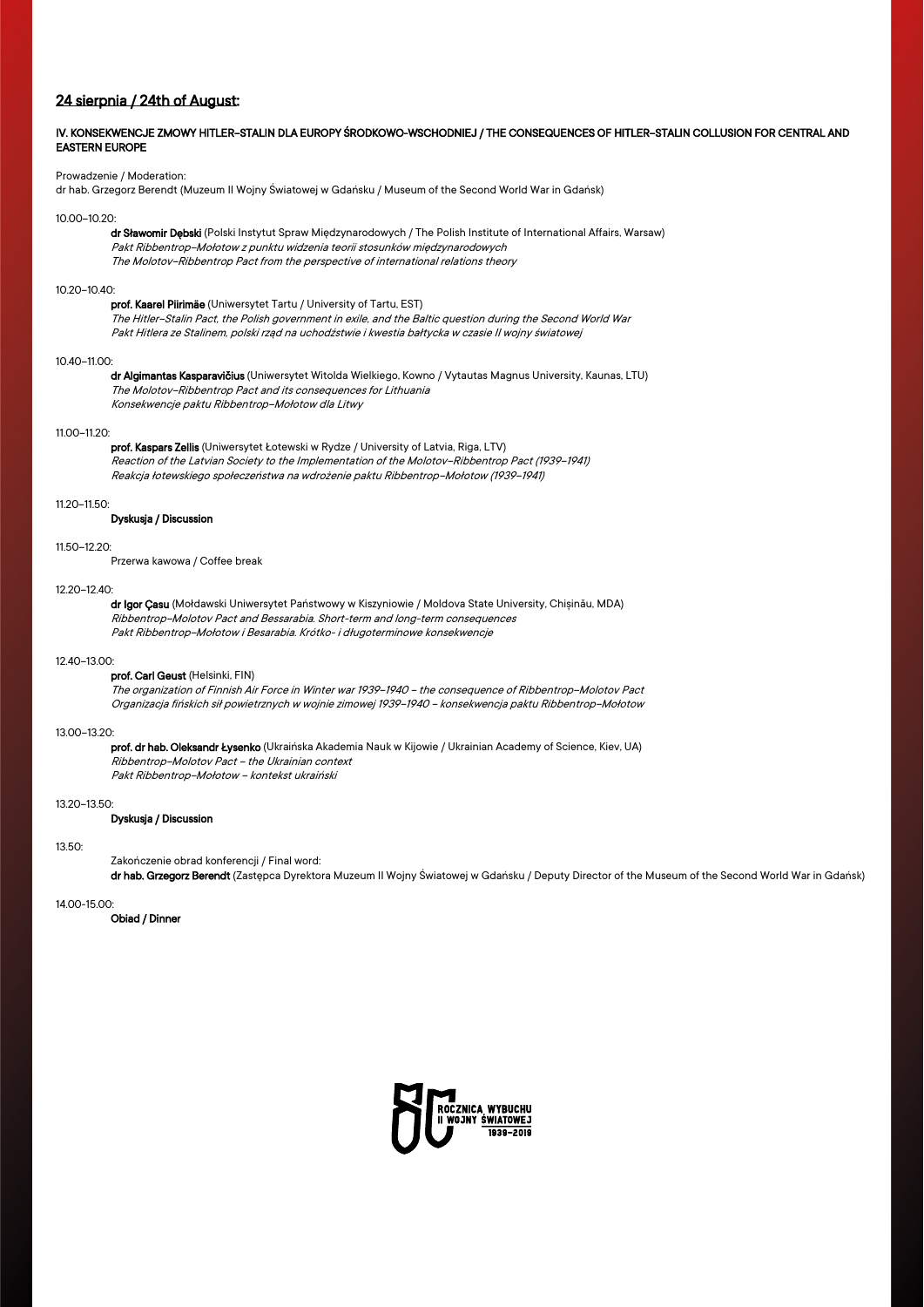## 24 sierpnia / 24th of August:

**IV. KONSEKWENCJE ZMOWY HITLER–STALIN DLA EUROPY ŚRODKOWO-WSCHODNIEJ / THE CONSEQUENCES OF HITLER–STALIN COLLUSION FOR CENTRAL AND EASTERN EUROPE**

Prowadzenie / Moderation:
dr hab. Grzegorz Berendt (Muzeum II Wojny Światowej w Gdańsku / Museum of the Second World War in Gdańsk)

10.00–10.20:
**dr Sławomir Dębski** (Polski Instytut Spraw Międzynarodowych / The Polish Institute of International Affairs, Warsaw)
*Pakt Ribbentrop–Mołotow z punktu widzenia teorii stosunków międzynarodowych*
*The Molotov–Ribbentrop Pact from the perspective of international relations theory*

10.20–10.40:
**prof. Kaarel Piirimäe** (Uniwersytet Tartu / University of Tartu, EST)
*The Hitler–Stalin Pact, the Polish government in exile, and the Baltic question during the Second World War*
*Pakt Hitlera ze Stalinem, polski rząd na uchodźstwie i kwestia bałtycka w czasie II wojny światowej*

10.40–11.00:
**dr Algimantas Kasparavičius** (Uniwersytet Witolda Wielkiego, Kowno / Vytautas Magnus University, Kaunas, LTU)
*The Molotov–Ribbentrop Pact and its consequences for Lithuania*
*Konsekwencje paktu Ribbentrop–Mołotow dla Litwy*

11.00–11.20:
**prof. Kaspars Zellis** (Uniwersytet Łotewski w Rydze / University of Latvia, Riga, LTV)
*Reaction of the Latvian Society to the Implementation of the Molotov–Ribbentrop Pact (1939–1941)*
*Reakcja łotewskiego społeczeństwa na wdrożenie paktu Ribbentrop–Mołotow (1939–1941)*

11.20–11.50:
**Dyskusja / Discussion**

11.50–12.20:
Przerwa kawowa / Coffee break

12.20–12.40:
**dr Igor Çasu** (Mołdawski Uniwersytet Państwowy w Kiszyniowie / Moldova State University, Chișinău, MDA)
*Ribbentrop–Molotov Pact and Bessarabia. Short-term and long-term consequences*
*Pakt Ribbentrop–Mołotow i Besarabia. Krótko- i długoterminowe konsekwencje*

12.40–13.00:
**prof. Carl Geust** (Helsinki, FIN)
*The organization of Finnish Air Force in Winter war 1939–1940 – the consequence of Ribbentrop–Molotov Pact*
*Organizacja fińskich sił powietrznych w wojnie zimowej 1939–1940 – konsekwencja paktu Ribbentrop–Mołotow*

13.00–13.20:
**prof. dr hab. Oleksandr Łysenko** (Ukraińska Akademia Nauk w Kijowie / Ukrainian Academy of Science, Kiev, UA)
*Ribbentrop–Molotov Pact – the Ukrainian context*
*Pakt Ribbentrop–Mołotow – kontekst ukraiński*

13.20–13.50:
**Dyskusja / Discussion**

13.50:
Zakończenie obrad konferencji / Final word:
**dr hab. Grzegorz Berendt** (Zastępca Dyrektora Muzeum II Wojny Światowej w Gdańsku / Deputy Director of the Museum of the Second World War in Gdańsk)

14.00–15.00:
**Obiad / Dinner**

80 ROCZNICA WYBUCHU II WOJNY ŚWIATOWEJ 1939–2019